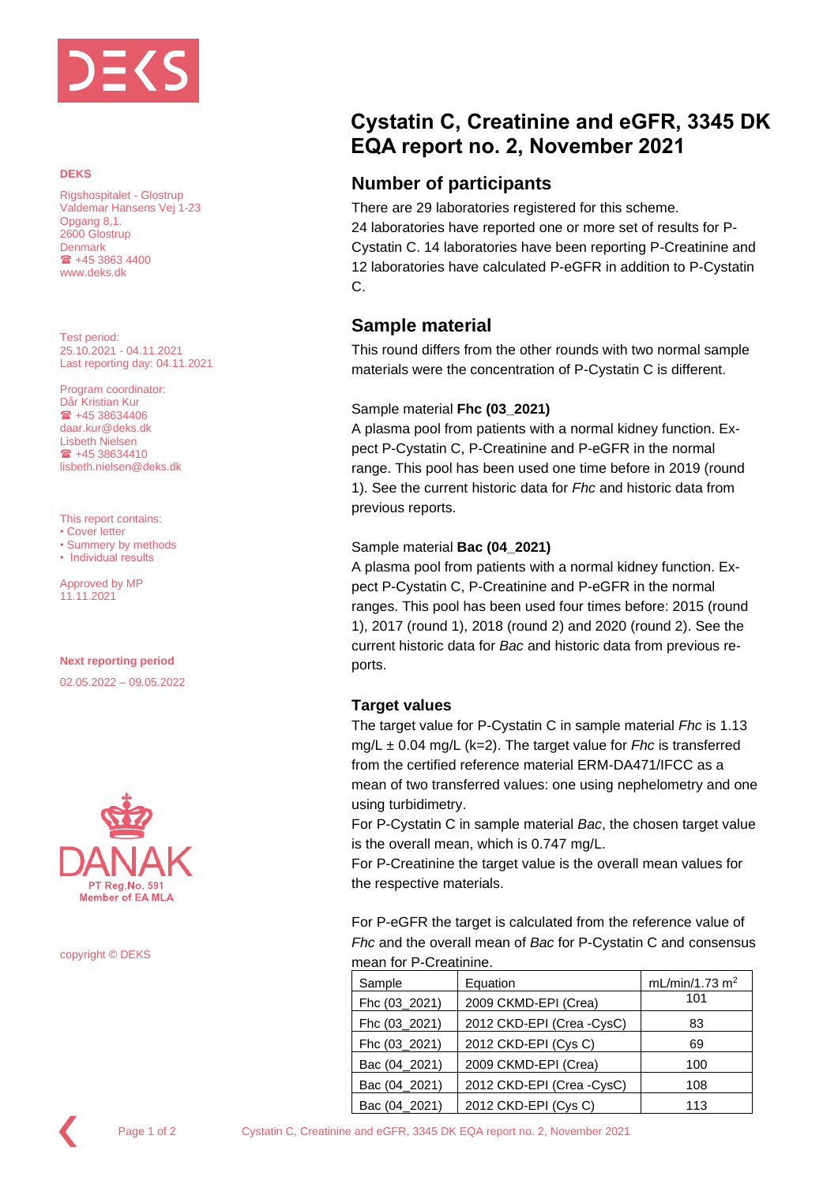# Cystatin C, Creatinine and eGFR, 3345 DK EQA report no. 2, November 2021

**DEKS**

Rigshospitalet - Glostrup
Valdemar Hansens Vej 1-23
Opgang 8,1.
2600 Glostrup
Denmark
☎ +45 3863 4400
www.deks.dk

Test period:
25.10.2021 - 04.11.2021
Last reporting day: 04.11.2021

Program coordinator:
Dår Kristian Kur
☎ +45 38634406
daar.kur@deks.dk
Lisbeth Nielsen
☎ +45 38634410
lisbeth.nielsen@deks.dk

This report contains:
- Cover letter
- Summery by methods
- Individual results

Approved by MP
11.11.2021

**Next reporting period**

02.05.2022 – 09.05.2022

DANAK
PT Reg.No. 591
Member of EA MLA

copyright © DEKS

## Number of participants

There are 29 laboratories registered for this scheme.
24 laboratories have reported one or more set of results for P-Cystatin C. 14 laboratories have been reporting P-Creatinine and 12 laboratories have calculated P-eGFR in addition to P-Cystatin C.

## Sample material

This round differs from the other rounds with two normal sample materials were the concentration of P-Cystatin C is different.

Sample material **Fhc (03_2021)**
A plasma pool from patients with a normal kidney function. Expect P-Cystatin C, P-Creatinine and P-eGFR in the normal range. This pool has been used one time before in 2019 (round 1). See the current historic data for *Fhc* and historic data from previous reports.

Sample material **Bac (04_2021)**
A plasma pool from patients with a normal kidney function. Expect P-Cystatin C, P-Creatinine and P-eGFR in the normal ranges. This pool has been used four times before: 2015 (round 1), 2017 (round 1), 2018 (round 2) and 2020 (round 2). See the current historic data for *Bac* and historic data from previous reports.

### Target values

The target value for P-Cystatin C in sample material *Fhc* is 1.13 mg/L ± 0.04 mg/L (k=2). The target value for *Fhc* is transferred from the certified reference material ERM-DA471/IFCC as a mean of two transferred values: one using nephelometry and one using turbidimetry.
For P-Cystatin C in sample material *Bac*, the chosen target value is the overall mean, which is 0.747 mg/L.
For P-Creatinine the target value is the overall mean values for the respective materials.

For P-eGFR the target is calculated from the reference value of *Fhc* and the overall mean of *Bac* for P-Cystatin C and consensus mean for P-Creatinine.

| Sample | Equation | mL/min/1.73 m$^2$ |
|---|---|---|
| Fhc (03_2021) | 2009 CKMD-EPI (Crea) | 101 |
| Fhc (03_2021) | 2012 CKD-EPI (Crea -CysC) | 83 |
| Fhc (03_2021) | 2012 CKD-EPI (Cys C) | 69 |
| Bac (04_2021) | 2009 CKMD-EPI (Crea) | 100 |
| Bac (04_2021) | 2012 CKD-EPI (Crea -CysC) | 108 |
| Bac (04_2021) | 2012 CKD-EPI (Cys C) | 113 |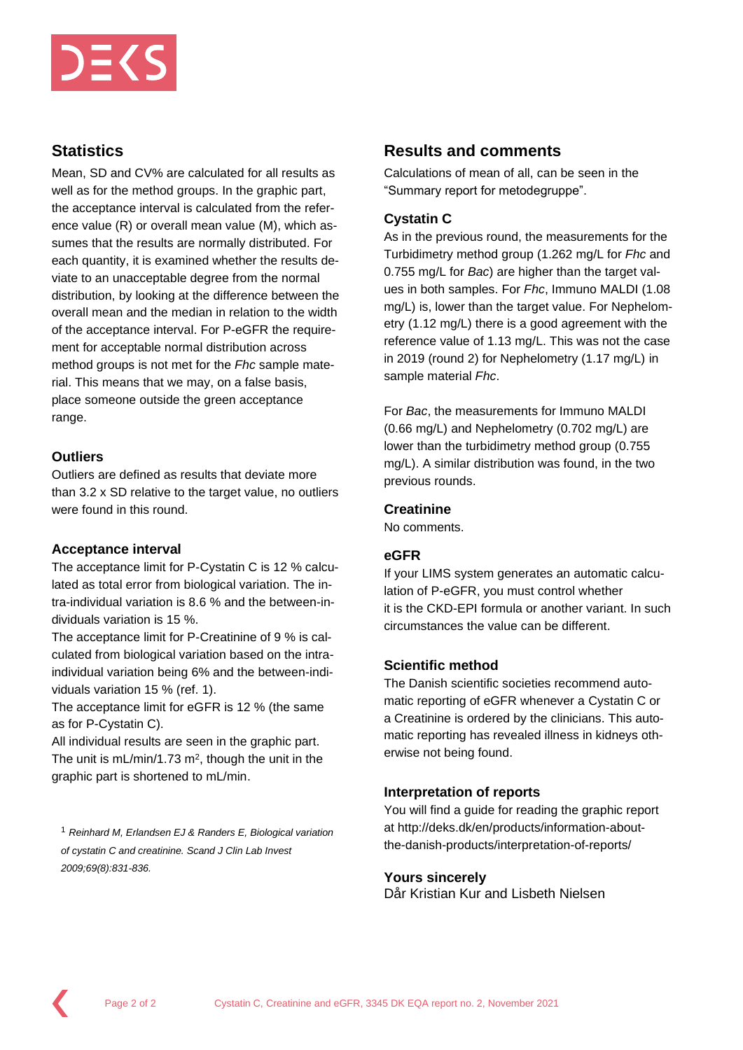## Statistics

Mean, SD and CV% are calculated for all results as well as for the method groups. In the graphic part, the acceptance interval is calculated from the reference value (R) or overall mean value (M), which assumes that the results are normally distributed. For each quantity, it is examined whether the results deviate to an unacceptable degree from the normal distribution, by looking at the difference between the overall mean and the median in relation to the width of the acceptance interval. For P-eGFR the requirement for acceptable normal distribution across method groups is not met for the *Fhc* sample material. This means that we may, on a false basis, place someone outside the green acceptance range.

### Outliers

Outliers are defined as results that deviate more than 3.2 x SD relative to the target value, no outliers were found in this round.

### Acceptance interval

The acceptance limit for P-Cystatin C is 12 % calculated as total error from biological variation. The intra-individual variation is 8.6 % and the between-individuals variation is 15 %.

The acceptance limit for P-Creatinine of 9 % is calculated from biological variation based on the intra-individual variation being 6% and the between-individuals variation 15 % (ref. 1).

The acceptance limit for eGFR is 12 % (the same as for P-Cystatin C).

All individual results are seen in the graphic part. The unit is mL/min/1.73 $m^2$, though the unit in the graphic part is shortened to mL/min.

[1] *Reinhard M, Erlandsen EJ & Randers E, Biological variation of cystatin C and creatinine. Scand J Clin Lab Invest 2009;69(8):831-836.*

## Results and comments

Calculations of mean of all, can be seen in the "Summary report for metodegruppe".

### Cystatin C

As in the previous round, the measurements for the Turbidimetry method group (1.262 mg/L for *Fhc* and 0.755 mg/L for *Bac*) are higher than the target values in both samples. For *Fhc*, Immuno MALDI (1.08 mg/L) is, lower than the target value. For Nephelometry (1.12 mg/L) there is a good agreement with the reference value of 1.13 mg/L. This was not the case in 2019 (round 2) for Nephelometry (1.17 mg/L) in sample material *Fhc*.

For *Bac*, the measurements for Immuno MALDI (0.66 mg/L) and Nephelometry (0.702 mg/L) are lower than the turbidimetry method group (0.755 mg/L). A similar distribution was found, in the two previous rounds.

### Creatinine

No comments.

### eGFR

If your LIMS system generates an automatic calculation of P-eGFR, you must control whether it is the CKD-EPI formula or another variant. In such circumstances the value can be different.

### Scientific method

The Danish scientific societies recommend automatic reporting of eGFR whenever a Cystatin C or a Creatinine is ordered by the clinicians. This automatic reporting has revealed illness in kidneys otherwise not being found.

### Interpretation of reports

You will find a guide for reading the graphic report at http://deks.dk/en/products/information-about-the-danish-products/interpretation-of-reports/

### Yours sincerely

Dår Kristian Kur and Lisbeth Nielsen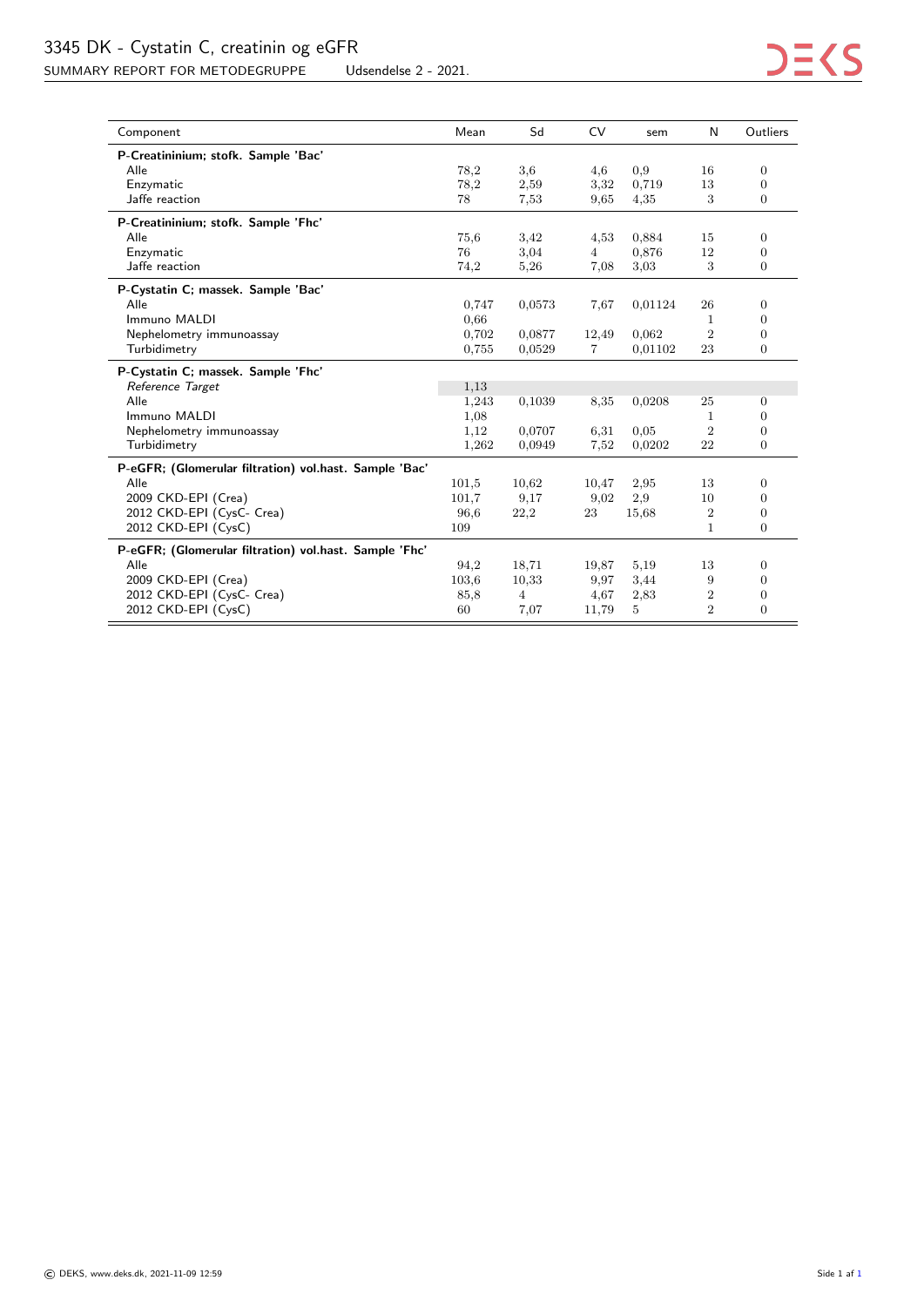# 3345 DK - Cystatin C, creatinin og eGFR

SUMMARY REPORT FOR METODEGRUPPE Udsendelse 2 - 2021.

| Component | Mean | Sd | CV | sem | N | Outliers |
|---|---|---|---|---|---|---|
| **P-Creatininium; stofk. Sample 'Bac'** | | | | | | |
| Alle | 78,2 | 3,6 | 4,6 | 0,9 | 16 | 0 |
| Enzymatic | 78,2 | 2,59 | 3,32 | 0,719 | 13 | 0 |
| Jaffe reaction | 78 | 7,53 | 9,65 | 4,35 | 3 | 0 |
| **P-Creatininium; stofk. Sample 'Fhc'** | | | | | | |
| Alle | 75,6 | 3,42 | 4,53 | 0,884 | 15 | 0 |
| Enzymatic | 76 | 3,04 | 4 | 0,876 | 12 | 0 |
| Jaffe reaction | 74,2 | 5,26 | 7,08 | 3,03 | 3 | 0 |
| **P-Cystatin C; massek. Sample 'Bac'** | | | | | | |
| Alle | 0,747 | 0,0573 | 7,67 | 0,01124 | 26 | 0 |
| Immuno MALDI | 0,66 | | | | 1 | 0 |
| Nephelometry immunoassay | 0,702 | 0,0877 | 12,49 | 0,062 | 2 | 0 |
| Turbidimetry | 0,755 | 0,0529 | 7 | 0,01102 | 23 | 0 |
| **P-Cystatin C; massek. Sample 'Fhc'** | | | | | | |
| *Reference Target* | 1,13 | | | | | |
| Alle | 1,243 | 0,1039 | 8,35 | 0,0208 | 25 | 0 |
| Immuno MALDI | 1,08 | | | | 1 | 0 |
| Nephelometry immunoassay | 1,12 | 0,0707 | 6,31 | 0,05 | 2 | 0 |
| Turbidimetry | 1,262 | 0,0949 | 7,52 | 0,0202 | 22 | 0 |
| **P-eGFR; (Glomerular filtration) vol.hast. Sample 'Bac'** | | | | | | |
| Alle | 101,5 | 10,62 | 10,47 | 2,95 | 13 | 0 |
| 2009 CKD-EPI (Crea) | 101,7 | 9,17 | 9,02 | 2,9 | 10 | 0 |
| 2012 CKD-EPI (CysC- Crea) | 96,6 | 22,2 | 23 | 15,68 | 2 | 0 |
| 2012 CKD-EPI (CysC) | 109 | | | | 1 | 0 |
| **P-eGFR; (Glomerular filtration) vol.hast. Sample 'Fhc'** | | | | | | |
| Alle | 94,2 | 18,71 | 19,87 | 5,19 | 13 | 0 |
| 2009 CKD-EPI (Crea) | 103,6 | 10,33 | 9,97 | 3,44 | 9 | 0 |
| 2012 CKD-EPI (CysC- Crea) | 85,8 | 4 | 4,67 | 2,83 | 2 | 0 |
| 2012 CKD-EPI (CysC) | 60 | 7,07 | 11,79 | 5 | 2 | 0 |

© DEKS, www.deks.dk, 2021-11-09 12:59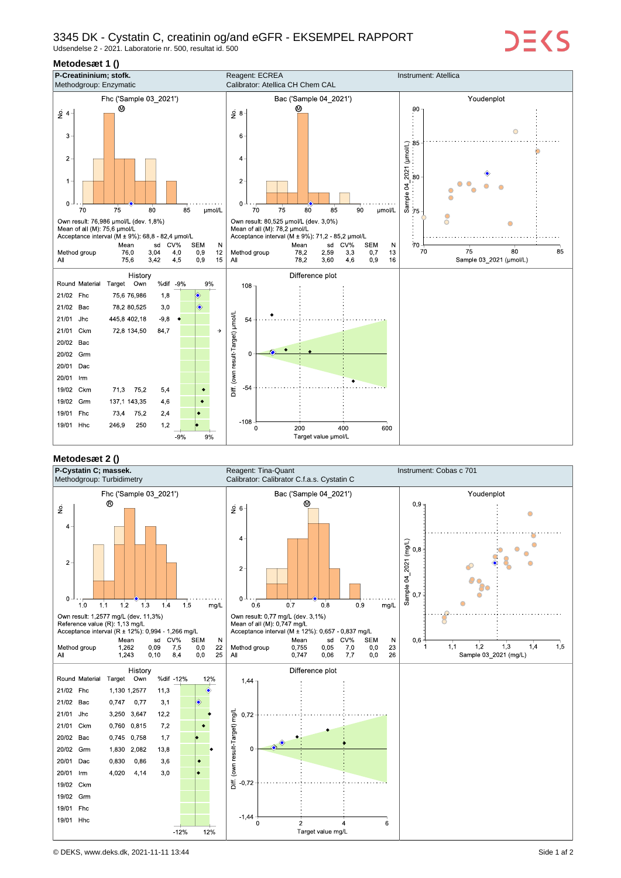# 3345 DK - Cystatin C, creatinin og/and eGFR - EKSEMPEL RAPPORT

Udsendelse 2 - 2021. Laboratorie nr. 500, resultat id. 500

## Metodesæt 1 ()

| P-Creatininium; stofk. | Reagent: ECREA | Instrument: Atellica |
| --- | --- | --- |
| Methodgroup: Enzymatic | Calibrator: Atellica CH Chem CAL | |

Fhc ('Sample 03_2021')

No.

4 3 2 1 0

70 75 80 85 µmol/L

Own result: 76,986 µmol/L (dev. 1,8%)
Mean of all (M): 75,6 µmol/L
Acceptance interval (M ± 9%): 68,8 - 82,4 µmol/L

| | Mean | sd | CV% | SEM | N |
| --- | --- | --- | --- | --- | --- |
| Method group | 76,0 | 3,04 | 4,0 | 0,9 | 12 |
| All | 75,6 | 3,42 | 4,5 | 0,9 | 15 |

Bac ('Sample 04_2021')

No.

8 6 4 2 0

70 75 80 85 90 µmol/L

Own result: 80,525 µmol/L (dev. 3,0%)
Mean of all (M): 78,2 µmol/L
Acceptance interval (M ± 9%): 71,2 - 85,2 µmol/L

| | Mean | sd | CV% | SEM | N |
| --- | --- | --- | --- | --- | --- |
| Method group | 78,2 | 2,59 | 3,3 | 0,7 | 13 |
| All | 78,2 | 3,60 | 4,6 | 0,9 | 16 |

Youdenplot

Sample 04_2021 (µmol/L)

90 85 80 75 70

70 75 80 85

Sample 03_2021 (µmol/L)

History

| Round | Material | Target | Own | %dif |
| --- | --- | --- | --- | --- |
| 21/02 | Fhc | 75,6 | 76,986 | 1,8 |
| 21/02 | Bac | 78,2 | 80,525 | 3,0 |
| 21/01 | Jhc | 445,8 | 402,18 | -9,8 |
| 21/01 | Ckm | 72,8 | 134,50 | 84,7 |
| 20/02 | Bac | | | |
| 20/02 | Grm | | | |
| 20/01 | Dac | | | |
| 20/01 | Irm | | | |
| 19/02 | Ckm | 71,3 | 75,2 | 5,4 |
| 19/02 | Grm | 137,1 | 143,35 | 4,6 |
| 19/01 | Fhc | 73,4 | 75,2 | 2,4 |
| 19/01 | Hhc | 246,9 | 250 | 1,2 |

-9% 9%

Difference plot

Diff. (own result-Target) µmol/L

108 54 0 -54 -108

0 200 400 600

Target value µmol/L

## Metodesæt 2 ()

| P-Cystatin C; massek. | Reagent: Tina-Quant | Instrument: Cobas c 701 |
| --- | --- | --- |
| Methodgroup: Turbidimetry | Calibrator: Calibrator C.f.a.s. Cystatin C | |

Fhc ('Sample 03_2021')

No.

4 2 0

1.0 1.1 1.2 1.3 1.4 1.5 mg/L

Own result: 1,2577 mg/L (dev. 11,3%)
Reference value (R): 1,13 mg/L
Acceptance interval (R ± 12%): 0,994 - 1,266 mg/L

| | Mean | sd | CV% | SEM | N |
| --- | --- | --- | --- | --- | --- |
| Method group | 1,262 | 0,09 | 7,5 | 0,0 | 22 |
| All | 1,243 | 0,10 | 8,4 | 0,0 | 25 |

Bac ('Sample 04_2021')

No.

6 4 2 0

0.6 0.7 0.8 0.9 mg/L

Own result: 0,77 mg/L (dev. 3,1%)
Mean of all (M): 0,747 mg/L
Acceptance interval (M ± 12%): 0,657 - 0,837 mg/L

| | Mean | sd | CV% | SEM | N |
| --- | --- | --- | --- | --- | --- |
| Method group | 0,755 | 0,05 | 7,0 | 0,0 | 23 |
| All | 0,747 | 0,06 | 7,7 | 0,0 | 26 |

Youdenplot

Sample 04_2021 (mg/L)

0,9 0,8 0,7 0,6

1 1,1 1,2 1,3 1,4 1,5

Sample 03_2021 (mg/L)

History

| Round | Material | Target | Own | %dif |
| --- | --- | --- | --- | --- |
| 21/02 | Fhc | 1,130 | 1,2577 | 11,3 |
| 21/02 | Bac | 0,747 | 0,77 | 3,1 |
| 21/01 | Jhc | 3,250 | 3,647 | 12,2 |
| 21/01 | Ckm | 0,760 | 0,815 | 7,2 |
| 20/02 | Bac | 0,745 | 0,758 | 1,7 |
| 20/02 | Grm | 1,830 | 2,082 | 13,8 |
| 20/01 | Dac | 0,830 | 0,86 | 3,6 |
| 20/01 | Irm | 4,020 | 4,14 | 3,0 |
| 19/02 | Ckm | | | |
| 19/02 | Grm | | | |
| 19/01 | Fhc | | | |
| 19/01 | Hhc | | | |

-12% 12%

Difference plot

Diff. (own result-Target) mg/L

1,44 0,72 0 -0,72 -1,44

0 2 4 6

Target value mg/L

© DEKS, www.deks.dk, 2021-11-11 13:44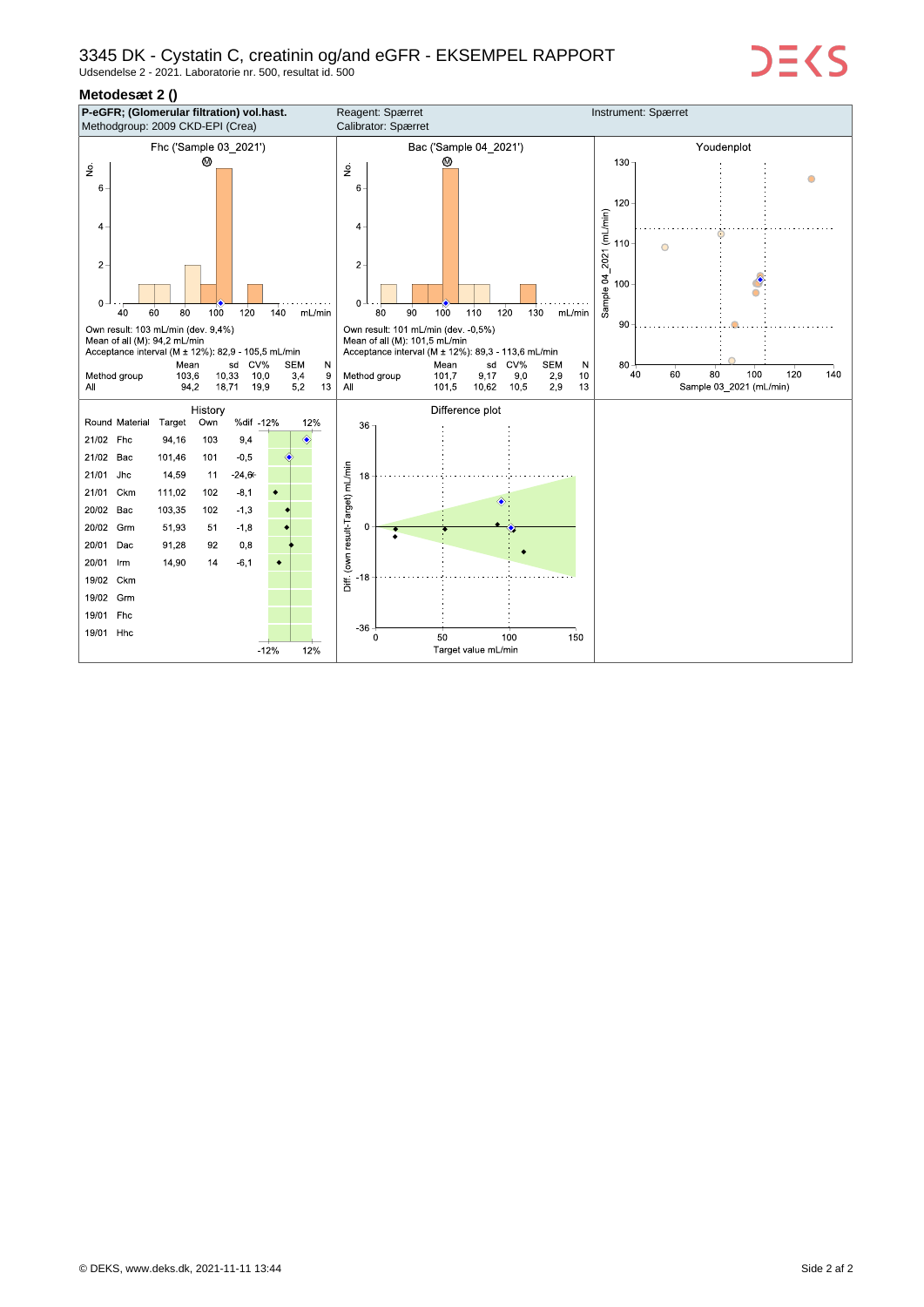# 3345 DK - Cystatin C, creatinin og/and eGFR - EKSEMPEL RAPPORT

Udsendelse 2 - 2021. Laboratorie nr. 500, resultat id. 500

## Metodesæt 2 ()

**P-eGFR; (Glomerular filtration) vol.hast.**
Methodgroup: 2009 CKD-EPI (Crea)

Reagent: Spærret
Calibrator: Spærret

Instrument: Spærret

### Fhc ('Sample 03_2021')

No.
0
2
4
6
40 60 80 100 120 140 mL/min

Own result: 103 mL/min (dev. 9,4%)
Mean of all (M): 94,2 mL/min
Acceptance interval (M ± 12%): 82,9 - 105,5 mL/min

| | Mean | sd | CV% | SEM | N |
|---|---|---|---|---|---|
| Method group | 103,6 | 10,33 | 10,0 | 3,4 | 9 |
| All | 94,2 | 18,71 | 19,9 | 5,2 | 13 |

### Bac ('Sample 04_2021')

No.
0
2
4
6
80 90 100 110 120 130 mL/min

Own result: 101 mL/min (dev. -0,5%)
Mean of all (M): 101,5 mL/min
Acceptance interval (M ± 12%): 89,3 - 113,6 mL/min

| | Mean | sd | CV% | SEM | N |
|---|---|---|---|---|---|
| Method group | 101,7 | 9,17 | 9,0 | 2,9 | 10 |
| All | 101,5 | 10,62 | 10,5 | 2,9 | 13 |

### Youdenplot

Sample 04_2021 (mL/min)
80
90
100
110
120
130
40 60 80 100 120 140
Sample 03_2021 (mL/min)

### History

| Round | Material | Target | Own | %dif |
|---|---|---|---|---|
| 21/02 | Fhc | 94,16 | 103 | 9,4 |
| 21/02 | Bac | 101,46 | 101 | -0,5 |
| 21/01 | Jhc | 14,59 | 11 | -24,6 |
| 21/01 | Ckm | 111,02 | 102 | -8,1 |
| 20/02 | Bac | 103,35 | 102 | -1,3 |
| 20/02 | Grm | 51,93 | 51 | -1,8 |
| 20/01 | Dac | 91,28 | 92 | 0,8 |
| 20/01 | Irm | 14,90 | 14 | -6,1 |
| 19/02 | Ckm | | | |
| 19/02 | Grm | | | |
| 19/01 | Fhc | | | |
| 19/01 | Hhc | | | |

-12% 12%

### Difference plot

Diff. (own result-Target) mL/min
36
18
0
-18
-36
0 50 100 150
Target value mL/min

© DEKS, www.deks.dk, 2021-11-11 13:44